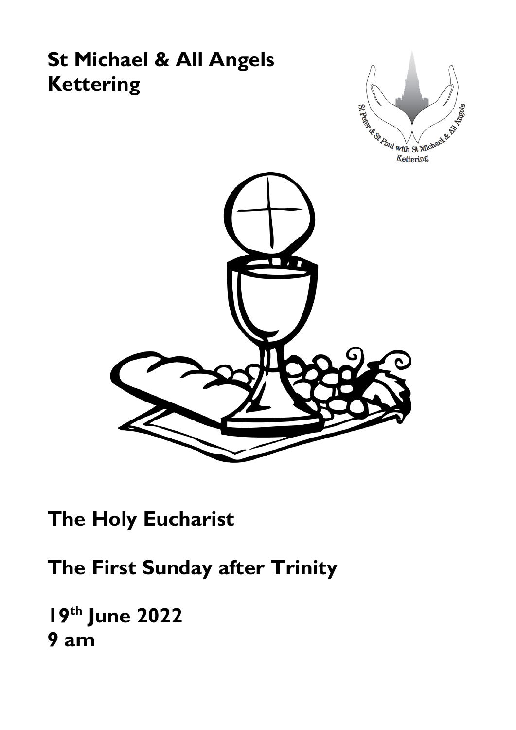# St Michael & All Angels Kettering

# The Holy Eucharist

## The First Sunday after Trinity

**19th June 2022**
**9 am**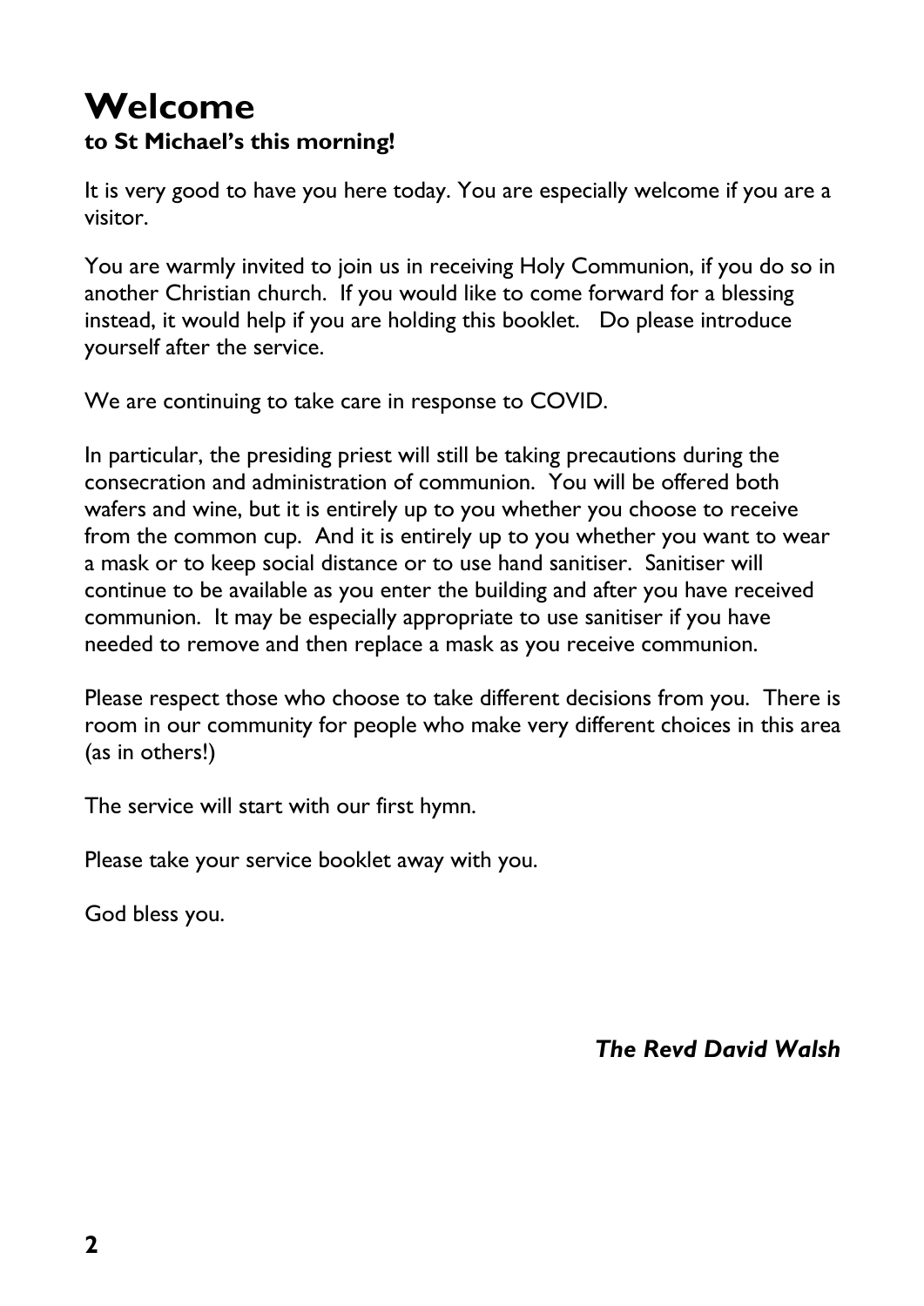# Welcome

**to St Michael's this morning!**

It is very good to have you here today. You are especially welcome if you are a visitor.

You are warmly invited to join us in receiving Holy Communion, if you do so in another Christian church. If you would like to come forward for a blessing instead, it would help if you are holding this booklet. Do please introduce yourself after the service.

We are continuing to take care in response to COVID.

In particular, the presiding priest will still be taking precautions during the consecration and administration of communion. You will be offered both wafers and wine, but it is entirely up to you whether you choose to receive from the common cup. And it is entirely up to you whether you want to wear a mask or to keep social distance or to use hand sanitiser. Sanitiser will continue to be available as you enter the building and after you have received communion. It may be especially appropriate to use sanitiser if you have needed to remove and then replace a mask as you receive communion.

Please respect those who choose to take different decisions from you. There is room in our community for people who make very different choices in this area (as in others!)

The service will start with our first hymn.

Please take your service booklet away with you.

God bless you.

***The Revd David Walsh***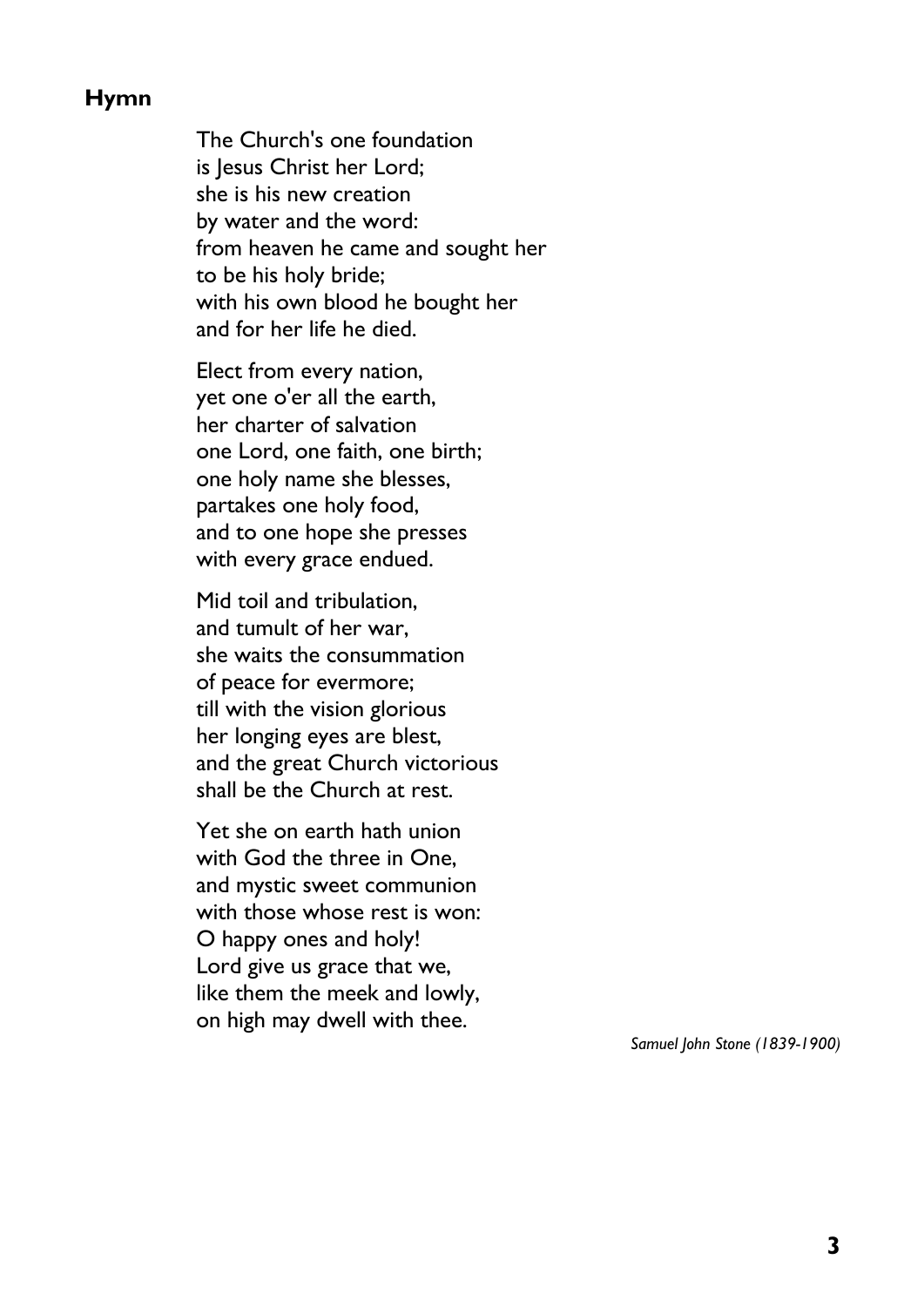## Hymn

The Church's one foundation
is Jesus Christ her Lord;
she is his new creation
by water and the word:
from heaven he came and sought her
to be his holy bride;
with his own blood he bought her
and for her life he died.

Elect from every nation,
yet one o'er all the earth,
her charter of salvation
one Lord, one faith, one birth;
one holy name she blesses,
partakes one holy food,
and to one hope she presses
with every grace endued.

Mid toil and tribulation,
and tumult of her war,
she waits the consummation
of peace for evermore;
till with the vision glorious
her longing eyes are blest,
and the great Church victorious
shall be the Church at rest.

Yet she on earth hath union
with God the three in One,
and mystic sweet communion
with those whose rest is won:
O happy ones and holy!
Lord give us grace that we,
like them the meek and lowly,
on high may dwell with thee.

*Samuel John Stone (1839-1900)*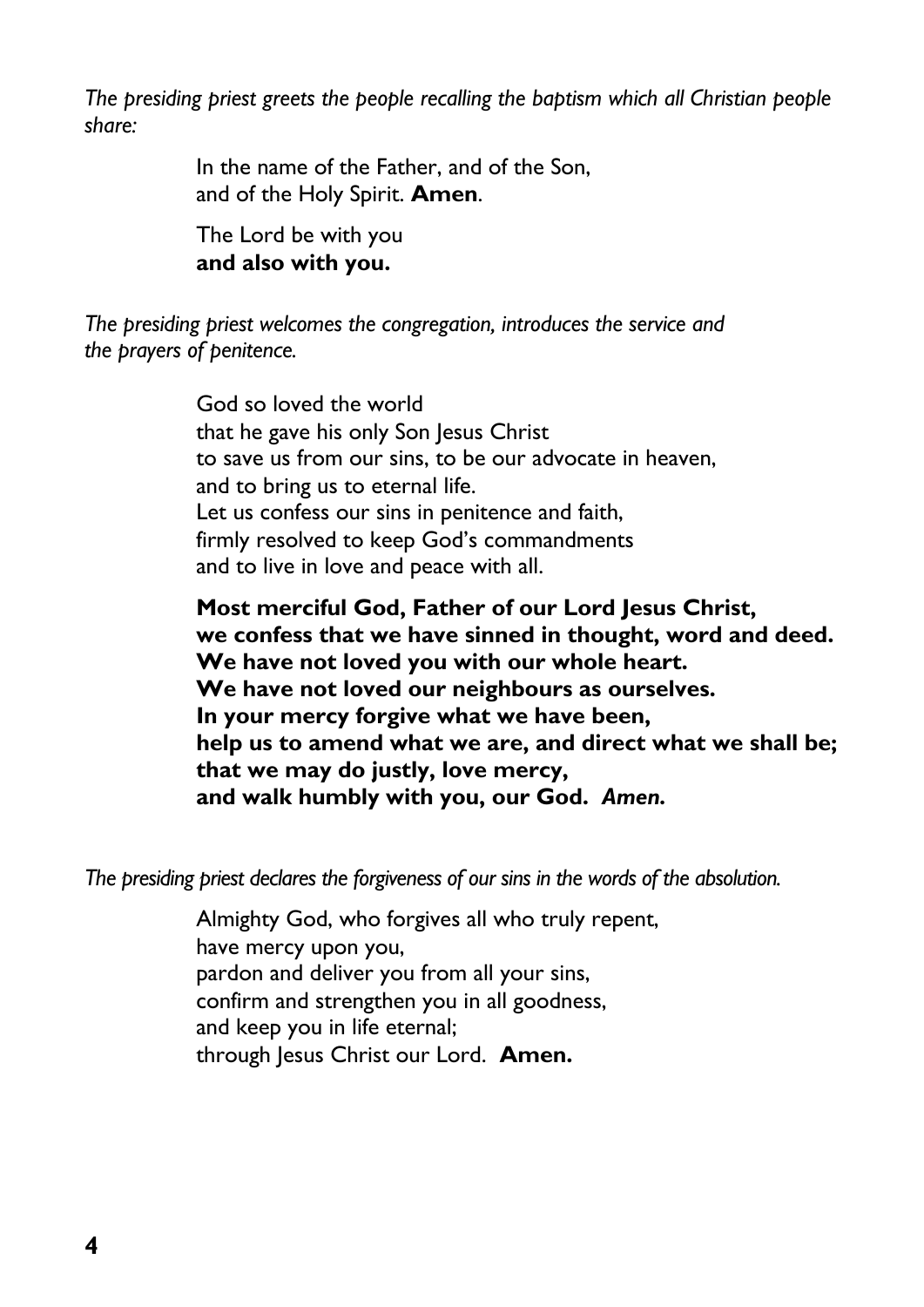*The presiding priest greets the people recalling the baptism which all Christian people share:*

In the name of the Father, and of the Son,
and of the Holy Spirit. **Amen**.

The Lord be with you
**and also with you.**

*The presiding priest welcomes the congregation, introduces the service and the prayers of penitence.*

God so loved the world
that he gave his only Son Jesus Christ
to save us from our sins, to be our advocate in heaven,
and to bring us to eternal life.
Let us confess our sins in penitence and faith,
firmly resolved to keep God's commandments
and to live in love and peace with all.

**Most merciful God, Father of our Lord Jesus Christ,
we confess that we have sinned in thought, word and deed.
We have not loved you with our whole heart.
We have not loved our neighbours as ourselves.
In your mercy forgive what we have been,
help us to amend what we are, and direct what we shall be;
that we may do justly, love mercy,
and walk humbly with you, our God.** ***Amen.***

*The presiding priest declares the forgiveness of our sins in the words of the absolution.*

Almighty God, who forgives all who truly repent,
have mercy upon you,
pardon and deliver you from all your sins,
confirm and strengthen you in all goodness,
and keep you in life eternal;
through Jesus Christ our Lord. **Amen.**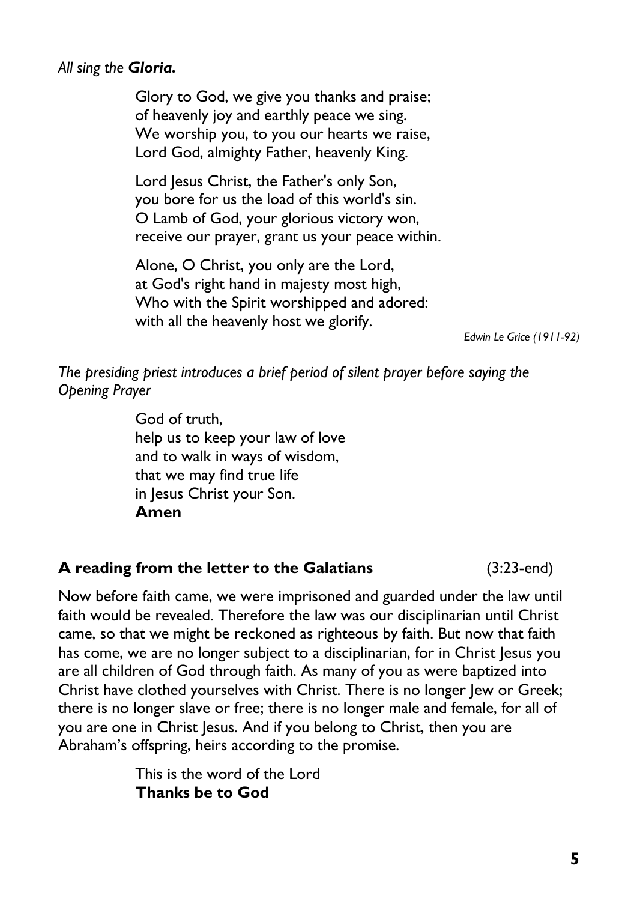*All sing the **Gloria.***

Glory to God, we give you thanks and praise;
of heavenly joy and earthly peace we sing.
We worship you, to you our hearts we raise,
Lord God, almighty Father, heavenly King.

Lord Jesus Christ, the Father's only Son,
you bore for us the load of this world's sin.
O Lamb of God, your glorious victory won,
receive our prayer, grant us your peace within.

Alone, O Christ, you only are the Lord,
at God's right hand in majesty most high,
Who with the Spirit worshipped and adored:
with all the heavenly host we glorify.

*Edwin Le Grice (1911-92)*

*The presiding priest introduces a brief period of silent prayer before saying the Opening Prayer*

God of truth,
help us to keep your law of love
and to walk in ways of wisdom,
that we may find true life
in Jesus Christ your Son.
**Amen**

**A reading from the letter to the Galatians** (3:23-end)

Now before faith came, we were imprisoned and guarded under the law until faith would be revealed. Therefore the law was our disciplinarian until Christ came, so that we might be reckoned as righteous by faith. But now that faith has come, we are no longer subject to a disciplinarian, for in Christ Jesus you are all children of God through faith. As many of you as were baptized into Christ have clothed yourselves with Christ. There is no longer Jew or Greek; there is no longer slave or free; there is no longer male and female, for all of you are one in Christ Jesus. And if you belong to Christ, then you are Abraham's offspring, heirs according to the promise.

This is the word of the Lord
**Thanks be to God**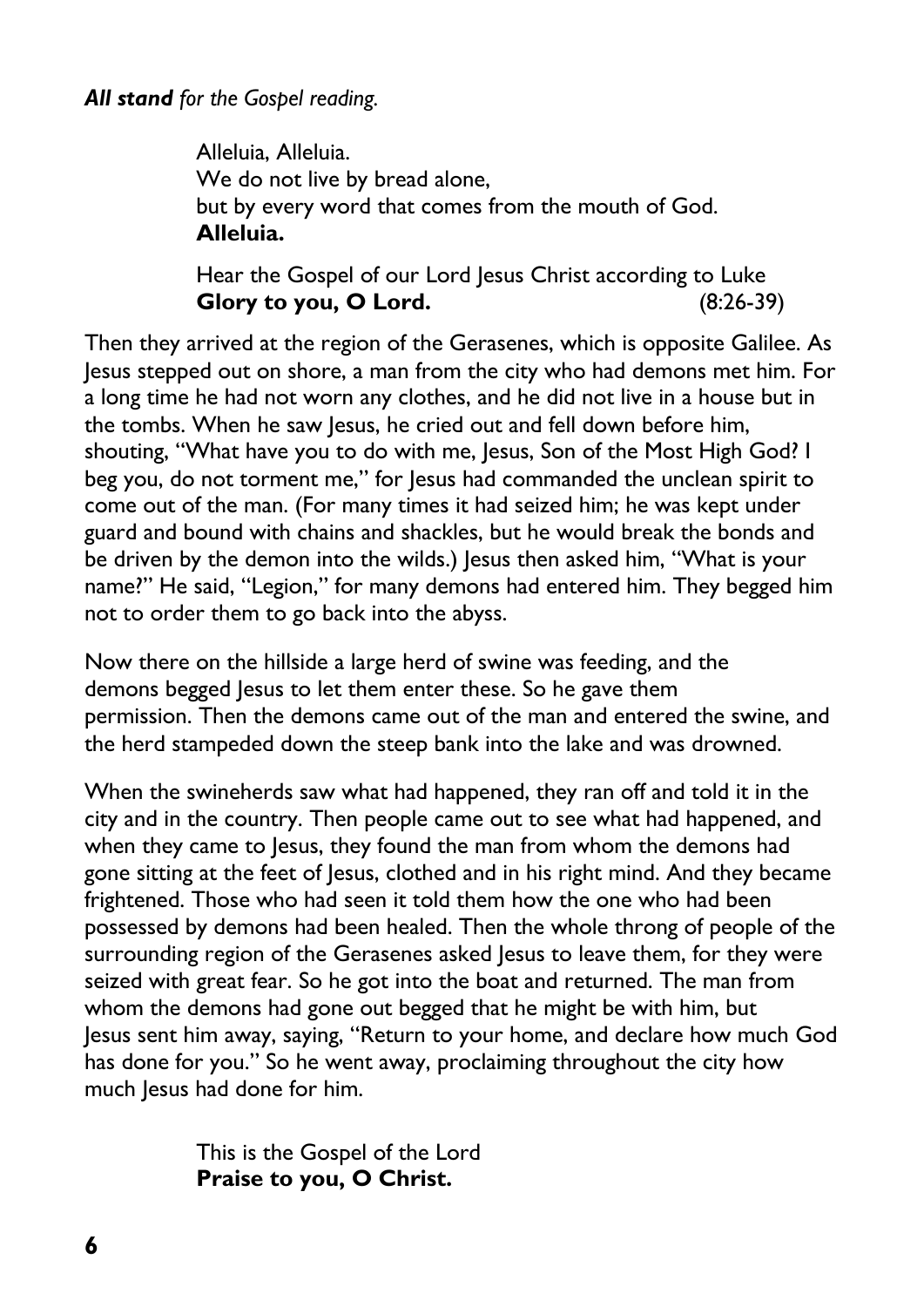***All stand** for the Gospel reading.*

Alleluia, Alleluia.
We do not live by bread alone,
but by every word that comes from the mouth of God.
**Alleluia.**

Hear the Gospel of our Lord Jesus Christ according to Luke
**Glory to you, O Lord.** (8:26-39)

Then they arrived at the region of the Gerasenes, which is opposite Galilee. As Jesus stepped out on shore, a man from the city who had demons met him. For a long time he had not worn any clothes, and he did not live in a house but in the tombs. When he saw Jesus, he cried out and fell down before him, shouting, "What have you to do with me, Jesus, Son of the Most High God? I beg you, do not torment me," for Jesus had commanded the unclean spirit to come out of the man. (For many times it had seized him; he was kept under guard and bound with chains and shackles, but he would break the bonds and be driven by the demon into the wilds.) Jesus then asked him, "What is your name?" He said, "Legion," for many demons had entered him. They begged him not to order them to go back into the abyss.

Now there on the hillside a large herd of swine was feeding, and the demons begged Jesus to let them enter these. So he gave them permission. Then the demons came out of the man and entered the swine, and the herd stampeded down the steep bank into the lake and was drowned.

When the swineherds saw what had happened, they ran off and told it in the city and in the country. Then people came out to see what had happened, and when they came to Jesus, they found the man from whom the demons had gone sitting at the feet of Jesus, clothed and in his right mind. And they became frightened. Those who had seen it told them how the one who had been possessed by demons had been healed. Then the whole throng of people of the surrounding region of the Gerasenes asked Jesus to leave them, for they were seized with great fear. So he got into the boat and returned. The man from whom the demons had gone out begged that he might be with him, but Jesus sent him away, saying, "Return to your home, and declare how much God has done for you." So he went away, proclaiming throughout the city how much Jesus had done for him.

This is the Gospel of the Lord
**Praise to you, O Christ.**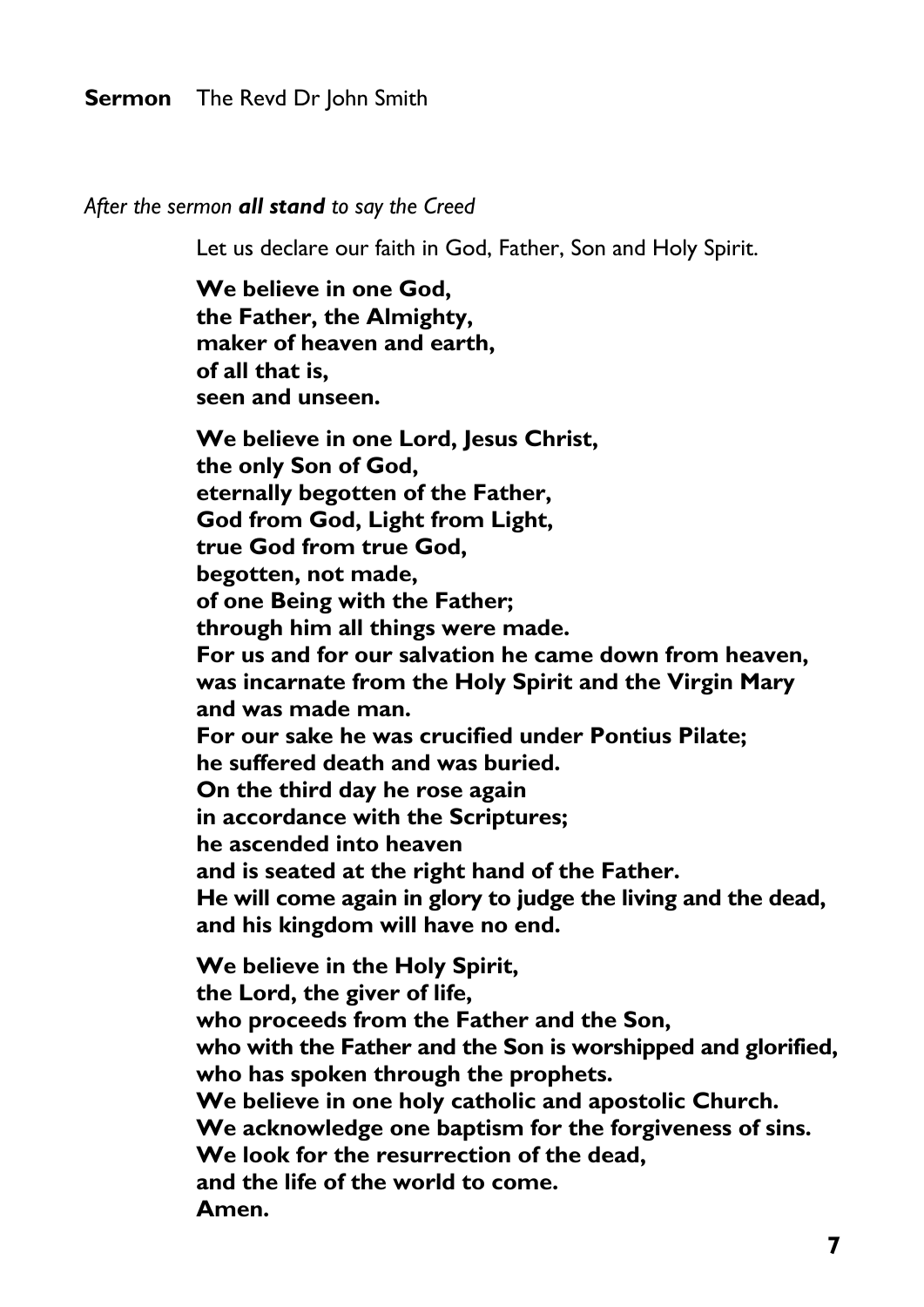**Sermon** The Revd Dr John Smith

*After the sermon **all stand** to say the Creed*

Let us declare our faith in God, Father, Son and Holy Spirit.

**We believe in one God,**
**the Father, the Almighty,**
**maker of heaven and earth,**
**of all that is,**
**seen and unseen.**

**We believe in one Lord, Jesus Christ,**
**the only Son of God,**
**eternally begotten of the Father,**
**God from God, Light from Light,**
**true God from true God,**
**begotten, not made,**
**of one Being with the Father;**
**through him all things were made.**
**For us and for our salvation he came down from heaven,**
**was incarnate from the Holy Spirit and the Virgin Mary**
**and was made man.**
**For our sake he was crucified under Pontius Pilate;**
**he suffered death and was buried.**
**On the third day he rose again**
**in accordance with the Scriptures;**
**he ascended into heaven**
**and is seated at the right hand of the Father.**
**He will come again in glory to judge the living and the dead,**
**and his kingdom will have no end.**

**We believe in the Holy Spirit,**
**the Lord, the giver of life,**
**who proceeds from the Father and the Son,**
**who with the Father and the Son is worshipped and glorified,**
**who has spoken through the prophets.**
**We believe in one holy catholic and apostolic Church.**
**We acknowledge one baptism for the forgiveness of sins.**
**We look for the resurrection of the dead,**
**and the life of the world to come.**
**Amen.**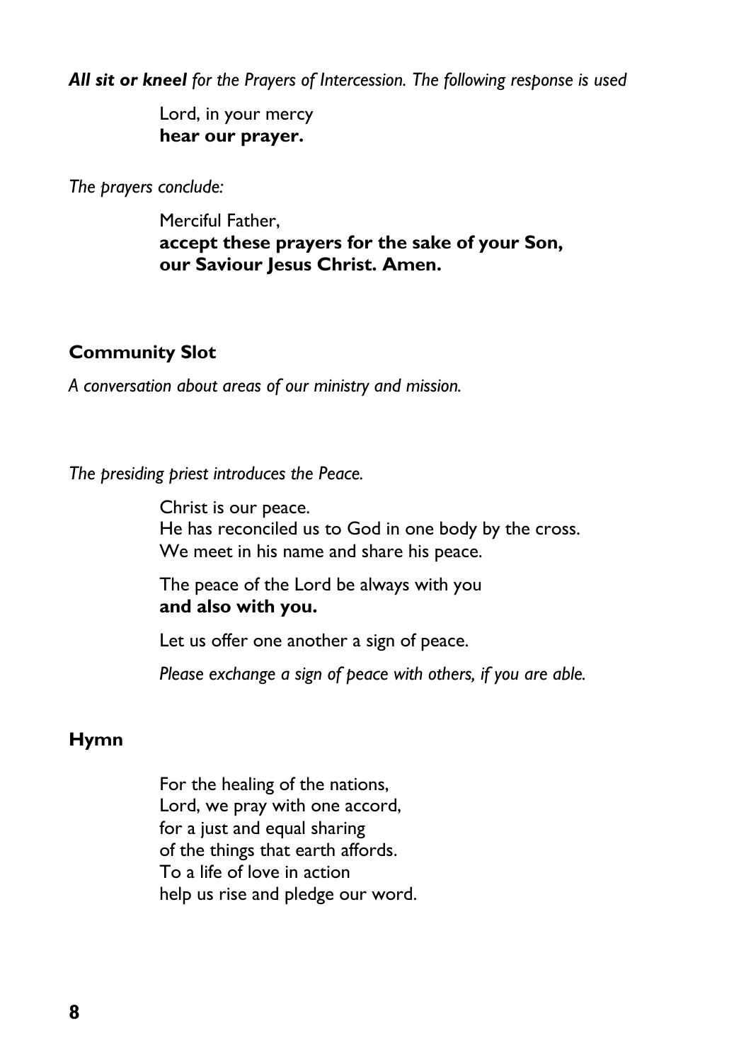***All sit or kneel** for the Prayers of Intercession. The following response is used*

Lord, in your mercy
**hear our prayer.**

*The prayers conclude:*

Merciful Father,
**accept these prayers for the sake of your Son,**
**our Saviour Jesus Christ. Amen.**

## Community Slot

*A conversation about areas of our ministry and mission.*

*The presiding priest introduces the Peace.*

Christ is our peace.
He has reconciled us to God in one body by the cross.
We meet in his name and share his peace.

The peace of the Lord be always with you
**and also with you.**

Let us offer one another a sign of peace.

*Please exchange a sign of peace with others, if you are able.*

## Hymn

For the healing of the nations,
Lord, we pray with one accord,
for a just and equal sharing
of the things that earth affords.
To a life of love in action
help us rise and pledge our word.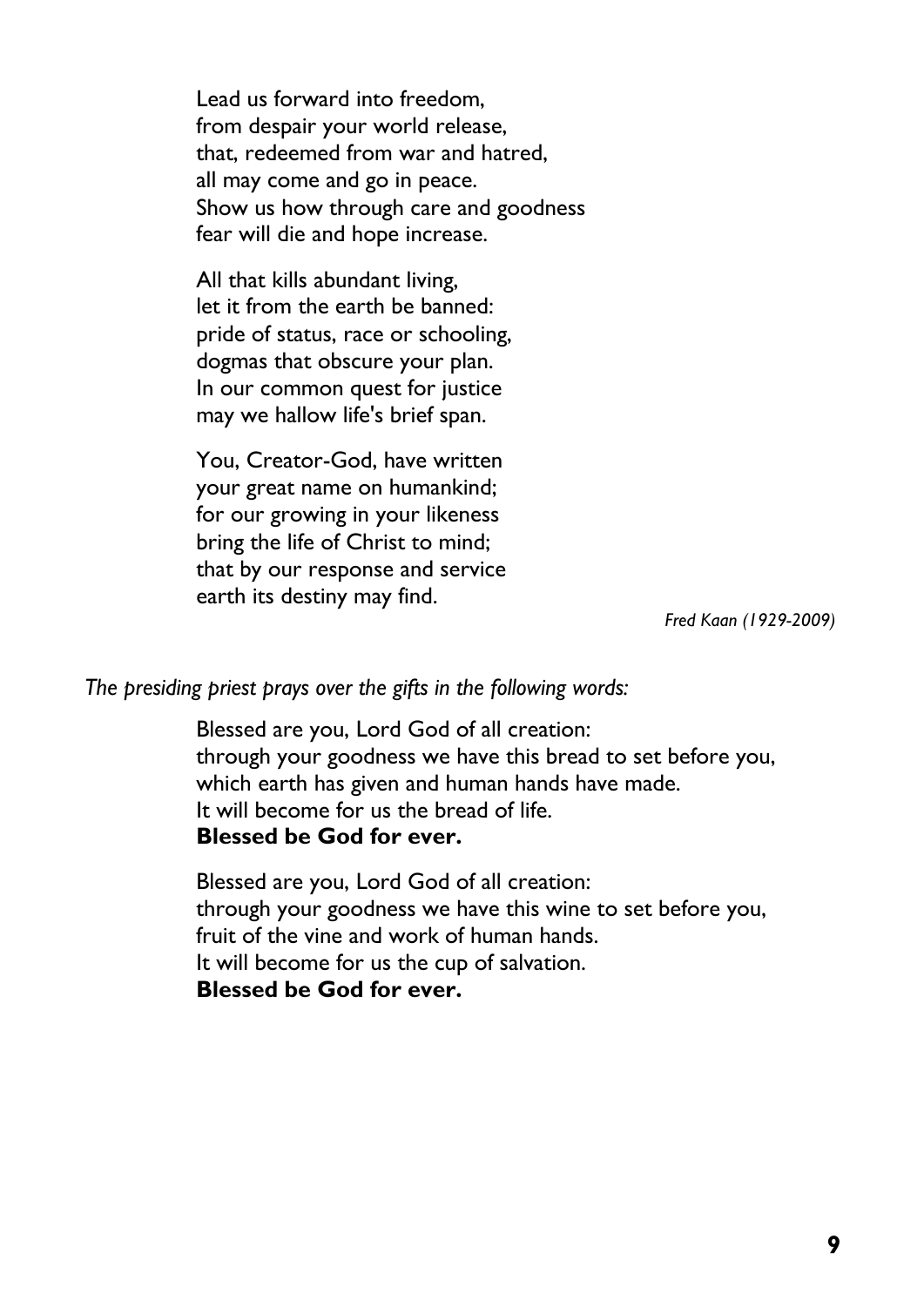Lead us forward into freedom,  
from despair your world release,  
that, redeemed from war and hatred,  
all may come and go in peace.  
Show us how through care and goodness  
fear will die and hope increase.

All that kills abundant living,  
let it from the earth be banned:  
pride of status, race or schooling,  
dogmas that obscure your plan.  
In our common quest for justice  
may we hallow life's brief span.

You, Creator-God, have written  
your great name on humankind;  
for our growing in your likeness  
bring the life of Christ to mind;  
that by our response and service  
earth its destiny may find.

*Fred Kaan (1929-2009)*

*The presiding priest prays over the gifts in the following words:*

Blessed are you, Lord God of all creation:  
through your goodness we have this bread to set before you,  
which earth has given and human hands have made.  
It will become for us the bread of life.  
**Blessed be God for ever.**

Blessed are you, Lord God of all creation:  
through your goodness we have this wine to set before you,  
fruit of the vine and work of human hands.  
It will become for us the cup of salvation.  
**Blessed be God for ever.**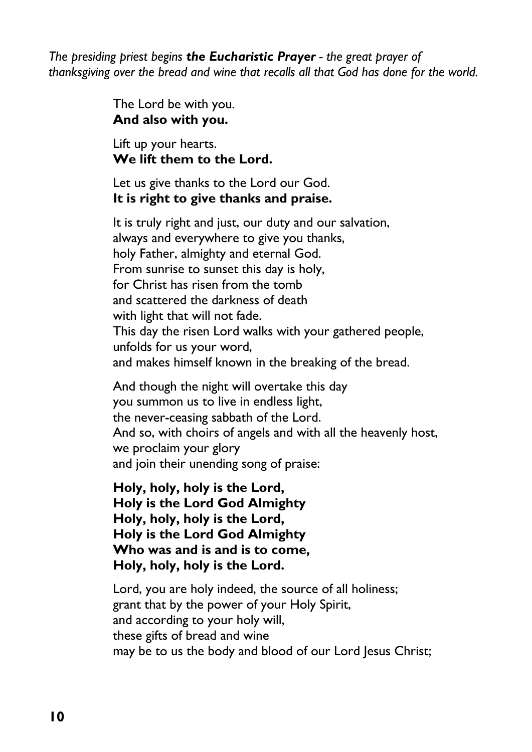*The presiding priest begins* ***the Eucharistic Prayer*** *- the great prayer of thanksgiving over the bread and wine that recalls all that God has done for the world.*

The Lord be with you.
**And also with you.**

Lift up your hearts.
**We lift them to the Lord.**

Let us give thanks to the Lord our God.
**It is right to give thanks and praise.**

It is truly right and just, our duty and our salvation,
always and everywhere to give you thanks,
holy Father, almighty and eternal God.
From sunrise to sunset this day is holy,
for Christ has risen from the tomb
and scattered the darkness of death
with light that will not fade.
This day the risen Lord walks with your gathered people,
unfolds for us your word,
and makes himself known in the breaking of the bread.

And though the night will overtake this day
you summon us to live in endless light,
the never-ceasing sabbath of the Lord.
And so, with choirs of angels and with all the heavenly host,
we proclaim your glory
and join their unending song of praise:

**Holy, holy, holy is the Lord,**
**Holy is the Lord God Almighty**
**Holy, holy, holy is the Lord,**
**Holy is the Lord God Almighty**
**Who was and is and is to come,**
**Holy, holy, holy is the Lord.**

Lord, you are holy indeed, the source of all holiness;
grant that by the power of your Holy Spirit,
and according to your holy will,
these gifts of bread and wine
may be to us the body and blood of our Lord Jesus Christ;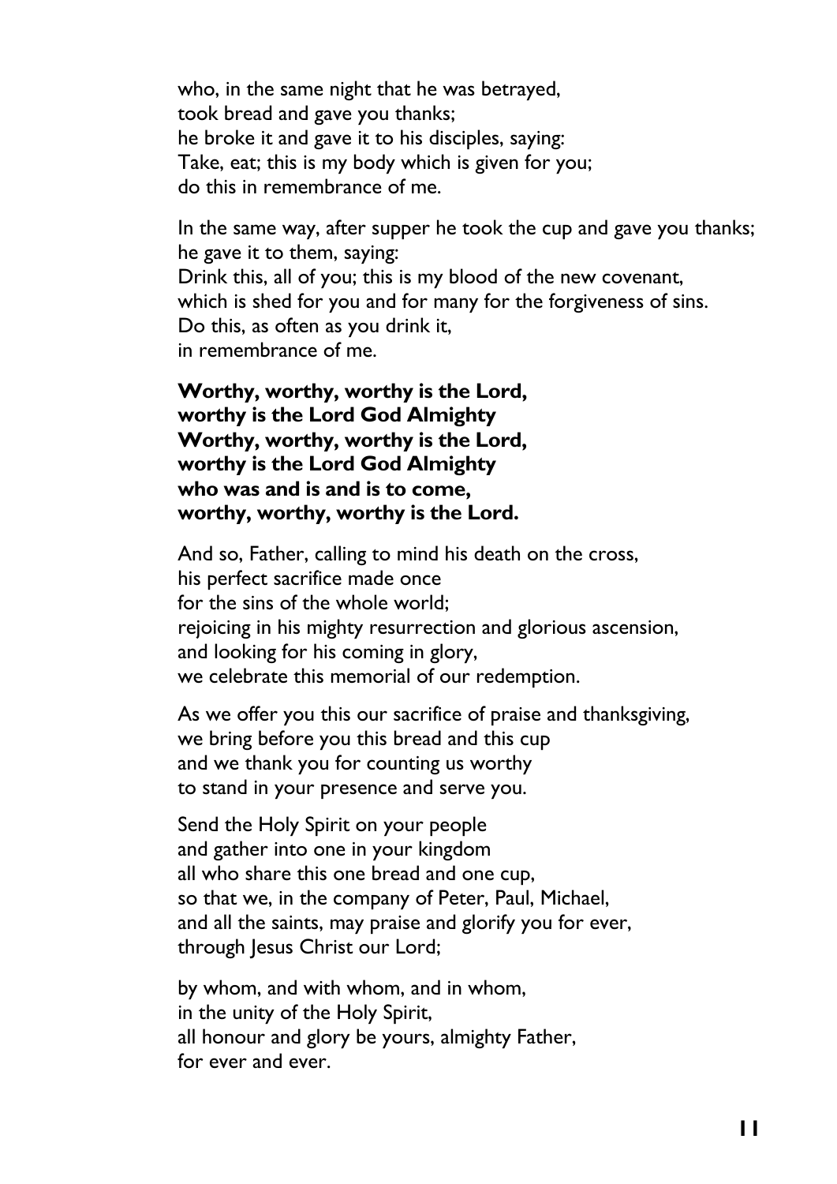who, in the same night that he was betrayed,  
took bread and gave you thanks;  
he broke it and gave it to his disciples, saying:  
Take, eat; this is my body which is given for you;  
do this in remembrance of me.

In the same way, after supper he took the cup and gave you thanks;  
he gave it to them, saying:  
Drink this, all of you; this is my blood of the new covenant,  
which is shed for you and for many for the forgiveness of sins.  
Do this, as often as you drink it,  
in remembrance of me.

**Worthy, worthy, worthy is the Lord,**  
**worthy is the Lord God Almighty**  
**Worthy, worthy, worthy is the Lord,**  
**worthy is the Lord God Almighty**  
**who was and is and is to come,**  
**worthy, worthy, worthy is the Lord.**

And so, Father, calling to mind his death on the cross,  
his perfect sacrifice made once  
for the sins of the whole world;  
rejoicing in his mighty resurrection and glorious ascension,  
and looking for his coming in glory,  
we celebrate this memorial of our redemption.

As we offer you this our sacrifice of praise and thanksgiving,  
we bring before you this bread and this cup  
and we thank you for counting us worthy  
to stand in your presence and serve you.

Send the Holy Spirit on your people  
and gather into one in your kingdom  
all who share this one bread and one cup,  
so that we, in the company of Peter, Paul, Michael,  
and all the saints, may praise and glorify you for ever,  
through Jesus Christ our Lord;

by whom, and with whom, and in whom,  
in the unity of the Holy Spirit,  
all honour and glory be yours, almighty Father,  
for ever and ever.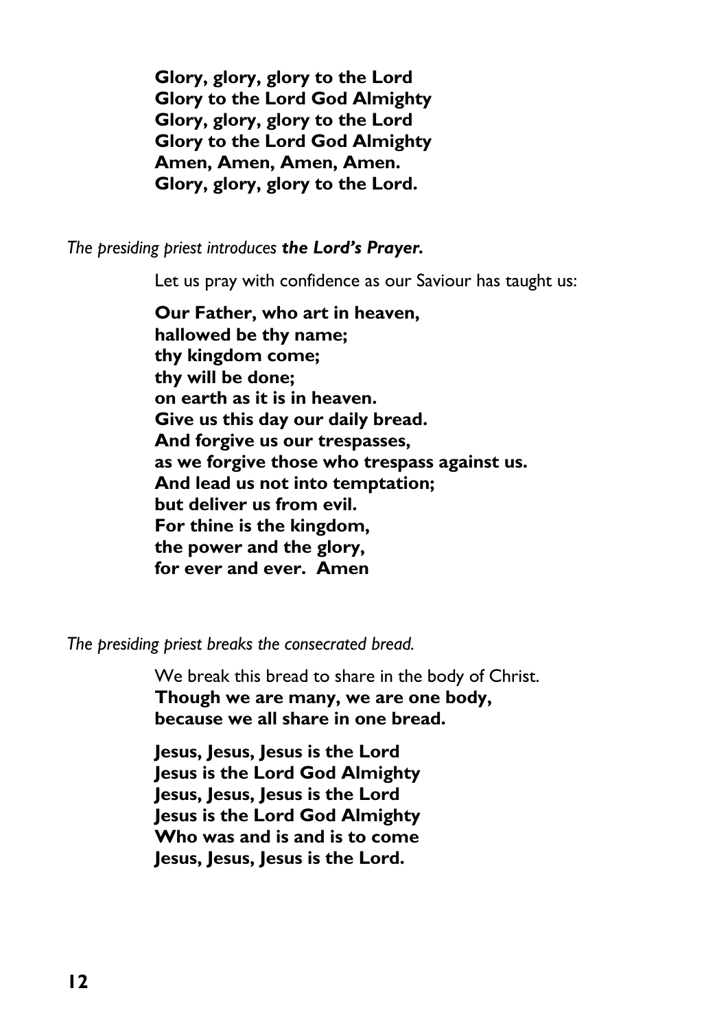**Glory, glory, glory to the Lord**
**Glory to the Lord God Almighty**
**Glory, glory, glory to the Lord**
**Glory to the Lord God Almighty**
**Amen, Amen, Amen, Amen.**
**Glory, glory, glory to the Lord.**

*The presiding priest introduces* ***the Lord's Prayer.***

Let us pray with confidence as our Saviour has taught us:

**Our Father, who art in heaven,**
**hallowed be thy name;**
**thy kingdom come;**
**thy will be done;**
**on earth as it is in heaven.**
**Give us this day our daily bread.**
**And forgive us our trespasses,**
**as we forgive those who trespass against us.**
**And lead us not into temptation;**
**but deliver us from evil.**
**For thine is the kingdom,**
**the power and the glory,**
**for ever and ever. Amen**

*The presiding priest breaks the consecrated bread.*

We break this bread to share in the body of Christ.
**Though we are many, we are one body,**
**because we all share in one bread.**

**Jesus, Jesus, Jesus is the Lord**
**Jesus is the Lord God Almighty**
**Jesus, Jesus, Jesus is the Lord**
**Jesus is the Lord God Almighty**
**Who was and is and is to come**
**Jesus, Jesus, Jesus is the Lord.**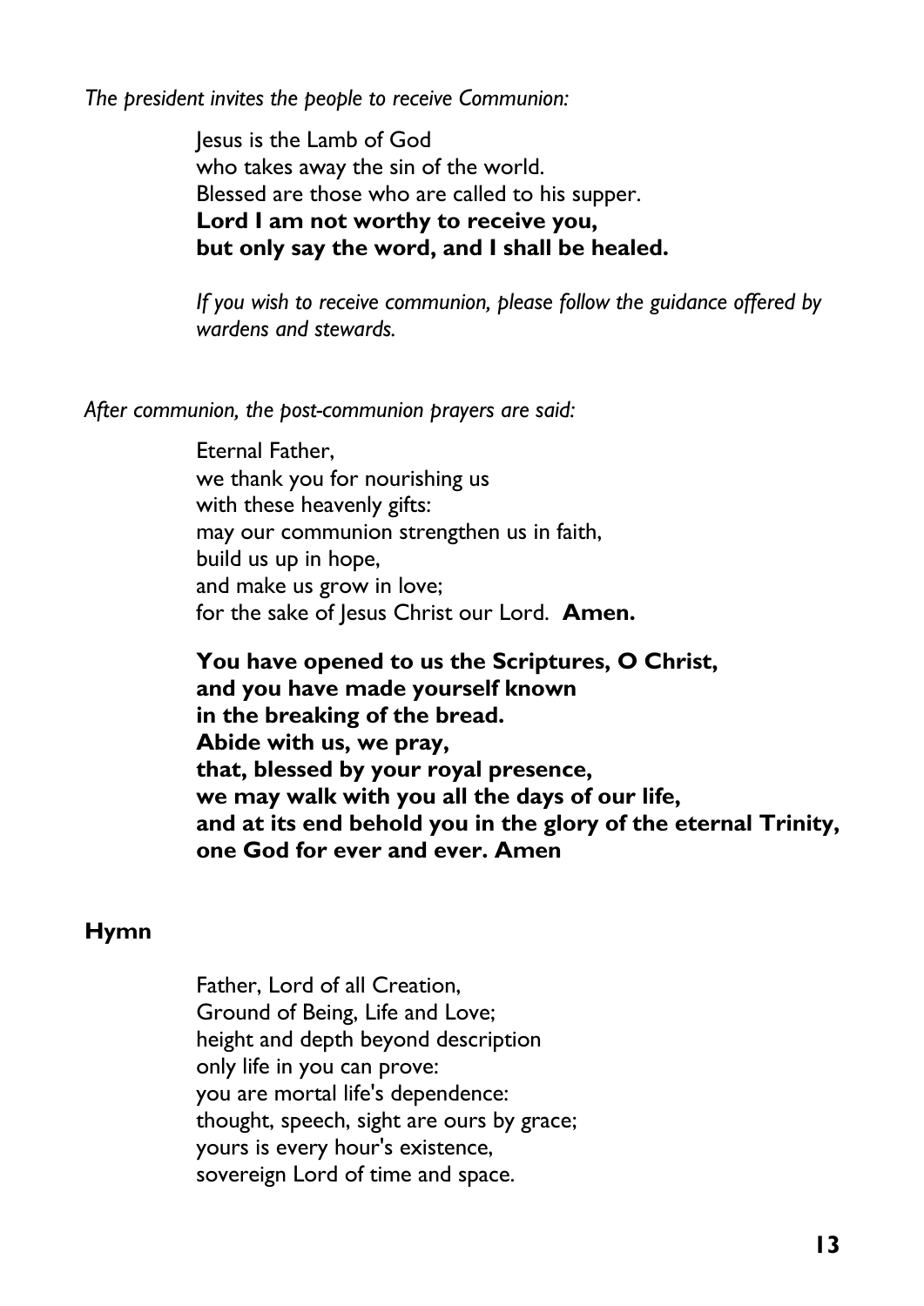*The president invites the people to receive Communion:*

Jesus is the Lamb of God  
who takes away the sin of the world.  
Blessed are those who are called to his supper.  
**Lord I am not worthy to receive you,**  
**but only say the word, and I shall be healed.**

*If you wish to receive communion, please follow the guidance offered by wardens and stewards.*

*After communion, the post-communion prayers are said:*

Eternal Father,  
we thank you for nourishing us  
with these heavenly gifts:  
may our communion strengthen us in faith,  
build us up in hope,  
and make us grow in love;  
for the sake of Jesus Christ our Lord. **Amen.**

**You have opened to us the Scriptures, O Christ,**  
**and you have made yourself known**  
**in the breaking of the bread.**  
**Abide with us, we pray,**  
**that, blessed by your royal presence,**  
**we may walk with you all the days of our life,**  
**and at its end behold you in the glory of the eternal Trinity,**  
**one God for ever and ever. Amen**

**Hymn**

Father, Lord of all Creation,  
Ground of Being, Life and Love;  
height and depth beyond description  
only life in you can prove:  
you are mortal life's dependence:  
thought, speech, sight are ours by grace;  
yours is every hour's existence,  
sovereign Lord of time and space.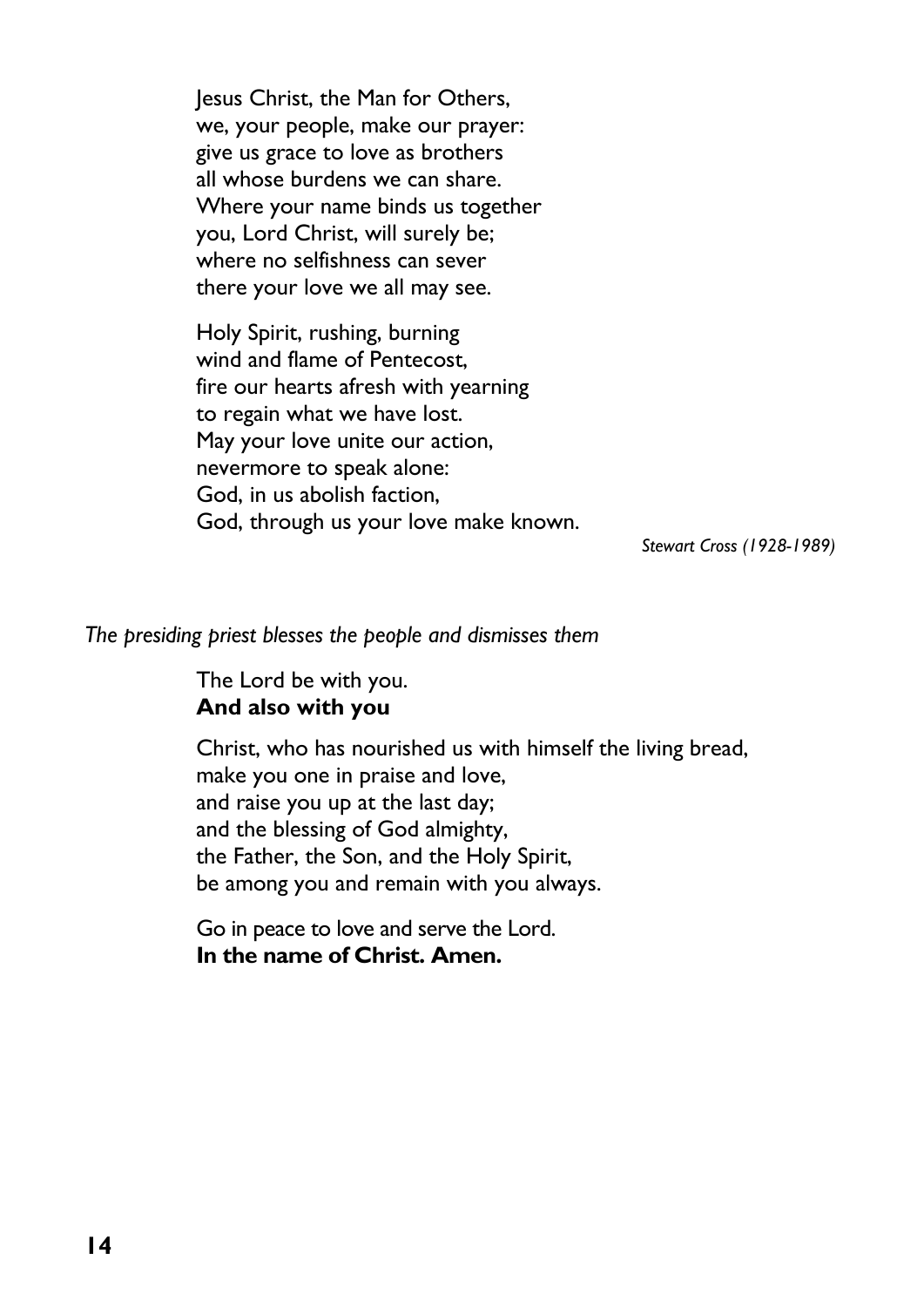Jesus Christ, the Man for Others,
we, your people, make our prayer:
give us grace to love as brothers
all whose burdens we can share.
Where your name binds us together
you, Lord Christ, will surely be;
where no selfishness can sever
there your love we all may see.

Holy Spirit, rushing, burning
wind and flame of Pentecost,
fire our hearts afresh with yearning
to regain what we have lost.
May your love unite our action,
nevermore to speak alone:
God, in us abolish faction,
God, through us your love make known.

*Stewart Cross (1928-1989)*

*The presiding priest blesses the people and dismisses them*

The Lord be with you.
**And also with you**

Christ, who has nourished us with himself the living bread,
make you one in praise and love,
and raise you up at the last day;
and the blessing of God almighty,
the Father, the Son, and the Holy Spirit,
be among you and remain with you always.

Go in peace to love and serve the Lord.
**In the name of Christ. Amen.**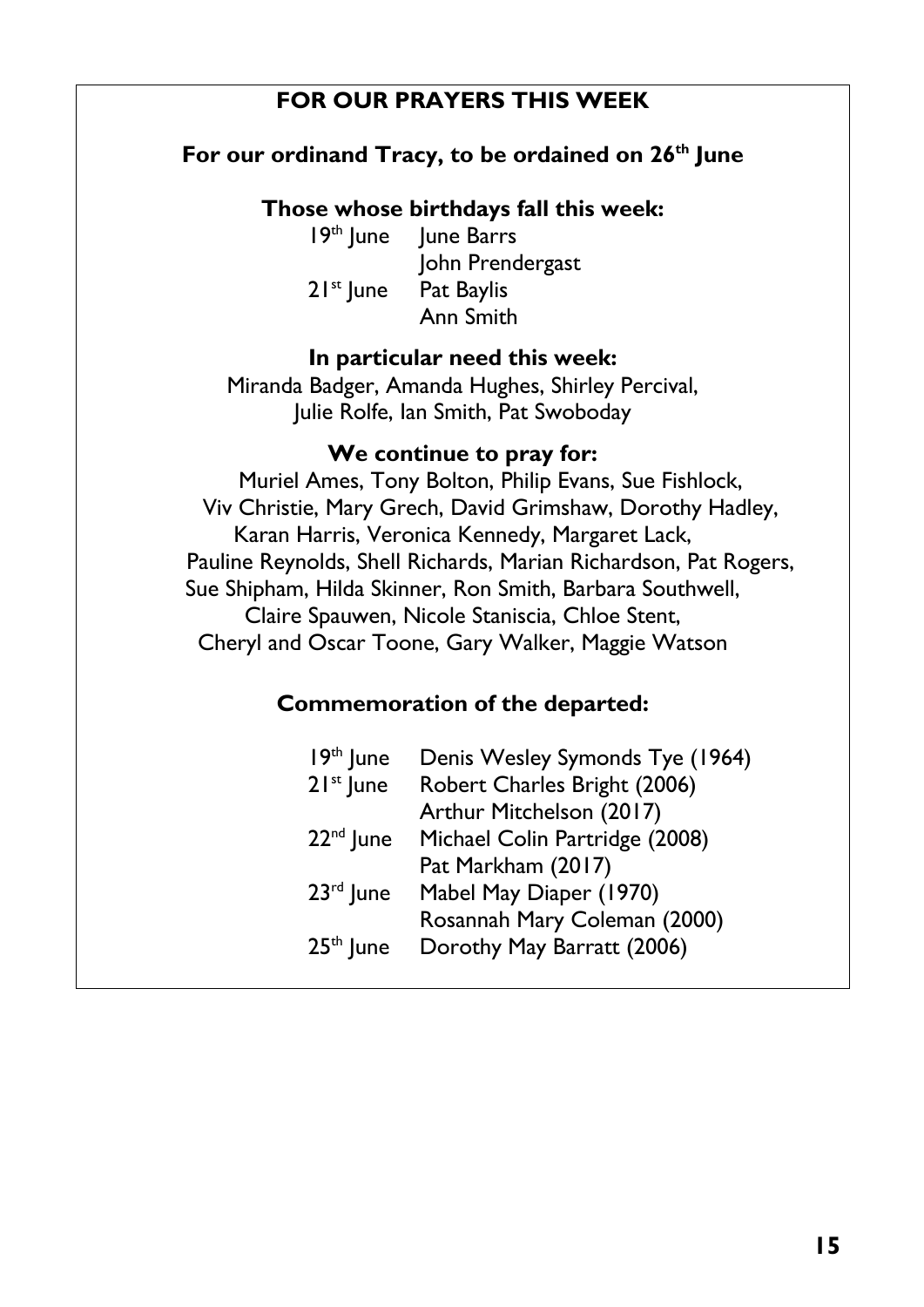## FOR OUR PRAYERS THIS WEEK

**For our ordinand Tracy, to be ordained on 26th June**

**Those whose birthdays fall this week:**

| | |
|---|---|
| 19th June | June Barrs |
| | John Prendergast |
| 21st June | Pat Baylis |
| | Ann Smith |

**In particular need this week:**

Miranda Badger, Amanda Hughes, Shirley Percival, Julie Rolfe, Ian Smith, Pat Swoboday

**We continue to pray for:**

Muriel Ames, Tony Bolton, Philip Evans, Sue Fishlock, Viv Christie, Mary Grech, David Grimshaw, Dorothy Hadley, Karan Harris, Veronica Kennedy, Margaret Lack, Pauline Reynolds, Shell Richards, Marian Richardson, Pat Rogers, Sue Shipham, Hilda Skinner, Ron Smith, Barbara Southwell, Claire Spauwen, Nicole Staniscia, Chloe Stent, Cheryl and Oscar Toone, Gary Walker, Maggie Watson

**Commemoration of the departed:**

| | |
|---|---|
| 19th June | Denis Wesley Symonds Tye (1964) |
| 21st June | Robert Charles Bright (2006) |
| | Arthur Mitchelson (2017) |
| 22nd June | Michael Colin Partridge (2008) |
| | Pat Markham (2017) |
| 23rd June | Mabel May Diaper (1970) |
| | Rosannah Mary Coleman (2000) |
| 25th June | Dorothy May Barratt (2006) |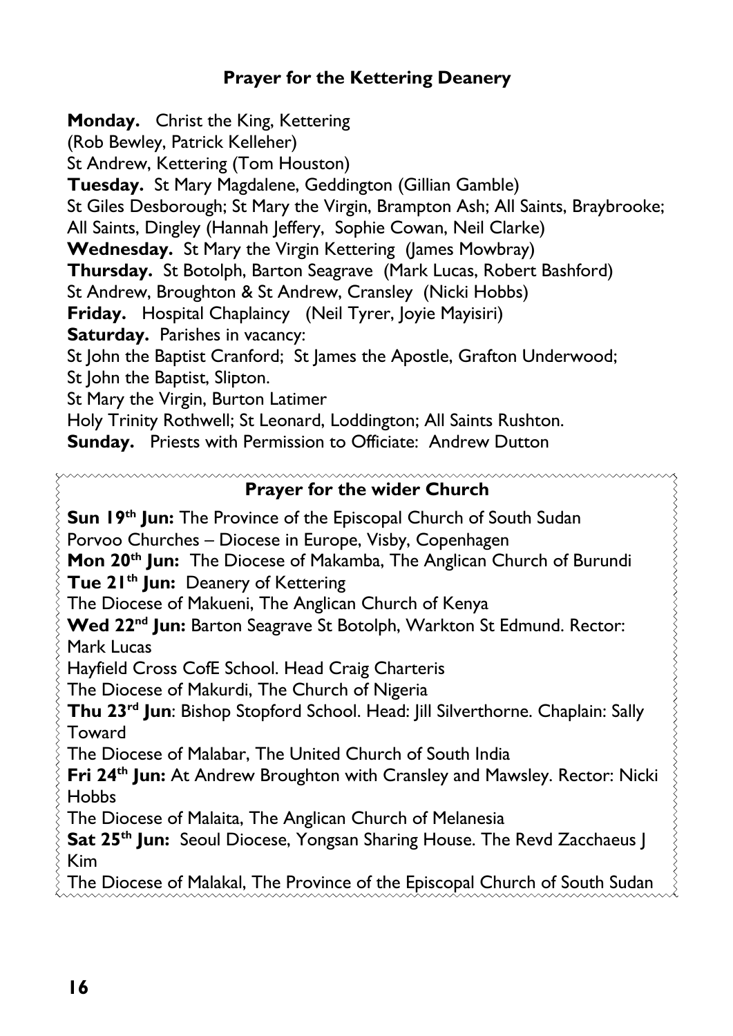## Prayer for the Kettering Deanery

**Monday.** Christ the King, Kettering
(Rob Bewley, Patrick Kelleher)
St Andrew, Kettering (Tom Houston)
**Tuesday.** St Mary Magdalene, Geddington (Gillian Gamble)
St Giles Desborough; St Mary the Virgin, Brampton Ash; All Saints, Braybrooke; All Saints, Dingley (Hannah Jeffery, Sophie Cowan, Neil Clarke)
**Wednesday.** St Mary the Virgin Kettering (James Mowbray)
**Thursday.** St Botolph, Barton Seagrave (Mark Lucas, Robert Bashford)
St Andrew, Broughton & St Andrew, Cransley (Nicki Hobbs)
**Friday.** Hospital Chaplaincy (Neil Tyrer, Joyie Mayisiri)
**Saturday.** Parishes in vacancy:
St John the Baptist Cranford; St James the Apostle, Grafton Underwood;
St John the Baptist, Slipton.
St Mary the Virgin, Burton Latimer
Holy Trinity Rothwell; St Leonard, Loddington; All Saints Rushton.
**Sunday.** Priests with Permission to Officiate: Andrew Dutton

## Prayer for the wider Church

**Sun 19th Jun:** The Province of the Episcopal Church of South Sudan
Porvoo Churches – Diocese in Europe, Visby, Copenhagen
**Mon 20th Jun:** The Diocese of Makamba, The Anglican Church of Burundi
**Tue 21th Jun:** Deanery of Kettering
The Diocese of Makueni, The Anglican Church of Kenya
**Wed 22nd Jun:** Barton Seagrave St Botolph, Warkton St Edmund. Rector: Mark Lucas
Hayfield Cross CofE School. Head Craig Charteris
The Diocese of Makurdi, The Church of Nigeria
**Thu 23rd Jun**: Bishop Stopford School. Head: Jill Silverthorne. Chaplain: Sally Toward
The Diocese of Malabar, The United Church of South India
**Fri 24th Jun:** At Andrew Broughton with Cransley and Mawsley. Rector: Nicki Hobbs
The Diocese of Malaita, The Anglican Church of Melanesia
**Sat 25th Jun:** Seoul Diocese, Yongsan Sharing House. The Revd Zacchaeus J Kim
The Diocese of Malakal, The Province of the Episcopal Church of South Sudan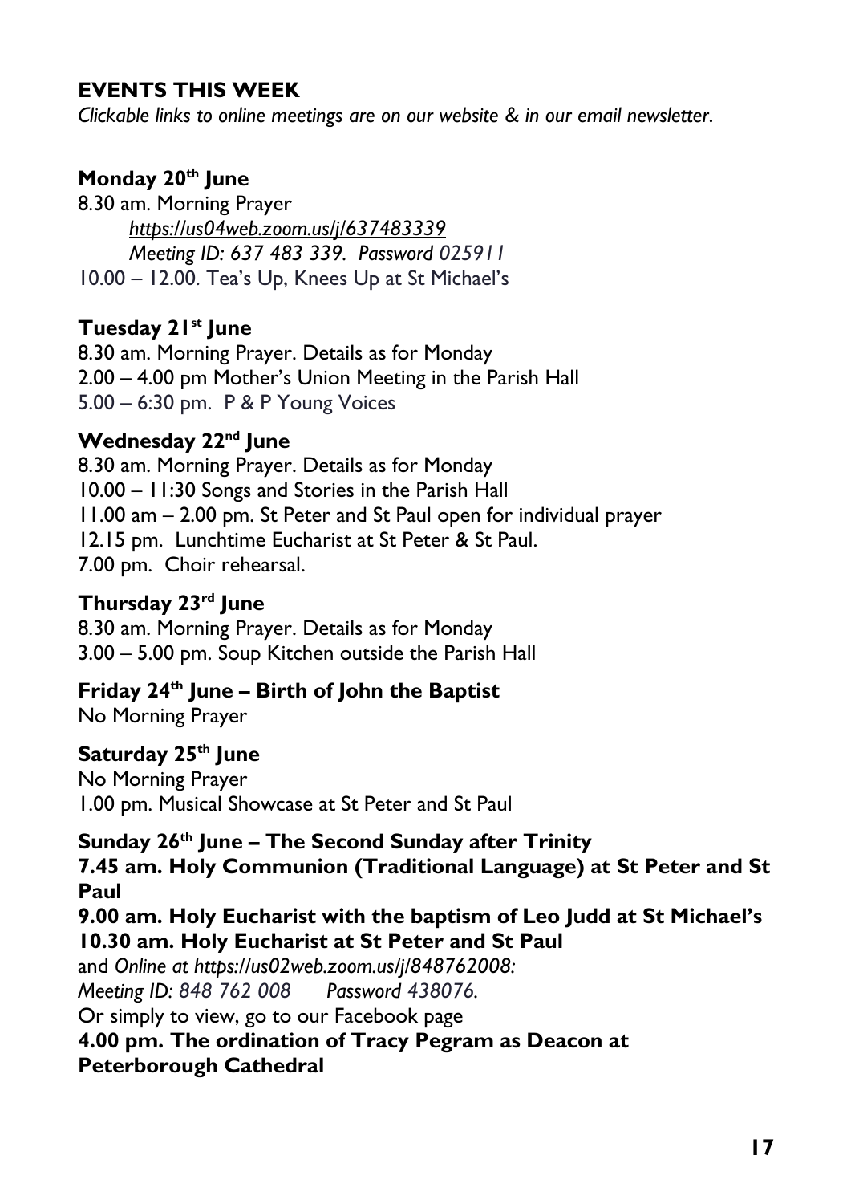## EVENTS THIS WEEK

*Clickable links to online meetings are on our website & in our email newsletter.*

**Monday 20th June**

8.30 am. Morning Prayer

*https://us04web.zoom.us/j/637483339*

*Meeting ID: 637 483 339. Password 025911*

10.00 – 12.00. Tea's Up, Knees Up at St Michael's

**Tuesday 21st June**

8.30 am. Morning Prayer. Details as for Monday

2.00 – 4.00 pm Mother's Union Meeting in the Parish Hall

5.00 – 6:30 pm. P & P Young Voices

**Wednesday 22nd June**

8.30 am. Morning Prayer. Details as for Monday

10.00 – 11:30 Songs and Stories in the Parish Hall

11.00 am – 2.00 pm. St Peter and St Paul open for individual prayer

12.15 pm. Lunchtime Eucharist at St Peter & St Paul.

7.00 pm. Choir rehearsal.

**Thursday 23rd June**

8.30 am. Morning Prayer. Details as for Monday

3.00 – 5.00 pm. Soup Kitchen outside the Parish Hall

**Friday 24th June – Birth of John the Baptist**

No Morning Prayer

**Saturday 25th June**

No Morning Prayer

1.00 pm. Musical Showcase at St Peter and St Paul

**Sunday 26th June – The Second Sunday after Trinity**

**7.45 am. Holy Communion (Traditional Language) at St Peter and St Paul**

**9.00 am. Holy Eucharist with the baptism of Leo Judd at St Michael's**

**10.30 am. Holy Eucharist at St Peter and St Paul**

and *Online at https://us02web.zoom.us/j/848762008:*

*Meeting ID: 848 762 008 Password 438076.*

Or simply to view, go to our Facebook page

**4.00 pm. The ordination of Tracy Pegram as Deacon at Peterborough Cathedral**